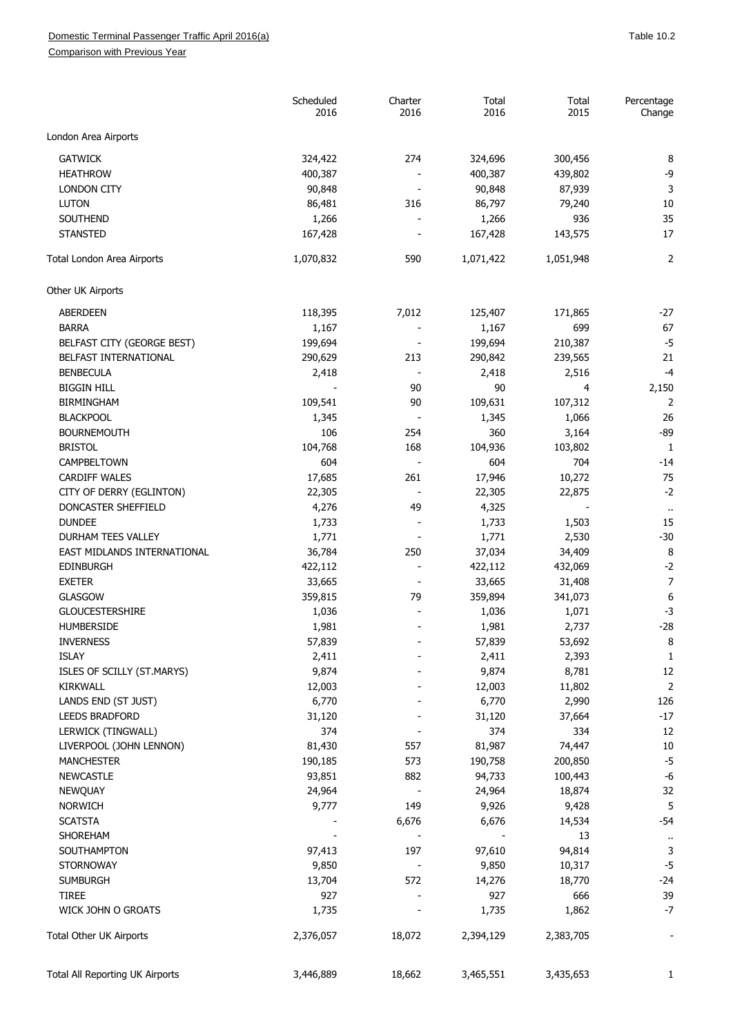Domestic Terminal Passenger Traffic April 2016(a)

Comparison with Previous Year

Table 10.2

| | Scheduled 2016 | Charter 2016 | Total 2016 | Total 2015 | Percentage Change |
|---|---|---|---|---|---|
| London Area Airports | | | | | |
| GATWICK | 324,422 | 274 | 324,696 | 300,456 | 8 |
| HEATHROW | 400,387 | - | 400,387 | 439,802 | -9 |
| LONDON CITY | 90,848 | - | 90,848 | 87,939 | 3 |
| LUTON | 86,481 | 316 | 86,797 | 79,240 | 10 |
| SOUTHEND | 1,266 | - | 1,266 | 936 | 35 |
| STANSTED | 167,428 | - | 167,428 | 143,575 | 17 |
| Total London Area Airports | 1,070,832 | 590 | 1,071,422 | 1,051,948 | 2 |
| Other UK Airports | | | | | |
| ABERDEEN | 118,395 | 7,012 | 125,407 | 171,865 | -27 |
| BARRA | 1,167 | - | 1,167 | 699 | 67 |
| BELFAST CITY (GEORGE BEST) | 199,694 | - | 199,694 | 210,387 | -5 |
| BELFAST INTERNATIONAL | 290,629 | 213 | 290,842 | 239,565 | 21 |
| BENBECULA | 2,418 | - | 2,418 | 2,516 | -4 |
| BIGGIN HILL | - | 90 | 90 | 4 | 2,150 |
| BIRMINGHAM | 109,541 | 90 | 109,631 | 107,312 | 2 |
| BLACKPOOL | 1,345 | - | 1,345 | 1,066 | 26 |
| BOURNEMOUTH | 106 | 254 | 360 | 3,164 | -89 |
| BRISTOL | 104,768 | 168 | 104,936 | 103,802 | 1 |
| CAMPBELTOWN | 604 | - | 604 | 704 | -14 |
| CARDIFF WALES | 17,685 | 261 | 17,946 | 10,272 | 75 |
| CITY OF DERRY (EGLINTON) | 22,305 | - | 22,305 | 22,875 | -2 |
| DONCASTER SHEFFIELD | 4,276 | 49 | 4,325 | - | .. |
| DUNDEE | 1,733 | - | 1,733 | 1,503 | 15 |
| DURHAM TEES VALLEY | 1,771 | - | 1,771 | 2,530 | -30 |
| EAST MIDLANDS INTERNATIONAL | 36,784 | 250 | 37,034 | 34,409 | 8 |
| EDINBURGH | 422,112 | - | 422,112 | 432,069 | -2 |
| EXETER | 33,665 | - | 33,665 | 31,408 | 7 |
| GLASGOW | 359,815 | 79 | 359,894 | 341,073 | 6 |
| GLOUCESTERSHIRE | 1,036 | - | 1,036 | 1,071 | -3 |
| HUMBERSIDE | 1,981 | - | 1,981 | 2,737 | -28 |
| INVERNESS | 57,839 | - | 57,839 | 53,692 | 8 |
| ISLAY | 2,411 | - | 2,411 | 2,393 | 1 |
| ISLES OF SCILLY (ST.MARYS) | 9,874 | - | 9,874 | 8,781 | 12 |
| KIRKWALL | 12,003 | - | 12,003 | 11,802 | 2 |
| LANDS END (ST JUST) | 6,770 | - | 6,770 | 2,990 | 126 |
| LEEDS BRADFORD | 31,120 | - | 31,120 | 37,664 | -17 |
| LERWICK (TINGWALL) | 374 | - | 374 | 334 | 12 |
| LIVERPOOL (JOHN LENNON) | 81,430 | 557 | 81,987 | 74,447 | 10 |
| MANCHESTER | 190,185 | 573 | 190,758 | 200,850 | -5 |
| NEWCASTLE | 93,851 | 882 | 94,733 | 100,443 | -6 |
| NEWQUAY | 24,964 | - | 24,964 | 18,874 | 32 |
| NORWICH | 9,777 | 149 | 9,926 | 9,428 | 5 |
| SCATSTA | - | 6,676 | 6,676 | 14,534 | -54 |
| SHOREHAM | - | - | - | 13 | .. |
| SOUTHAMPTON | 97,413 | 197 | 97,610 | 94,814 | 3 |
| STORNOWAY | 9,850 | - | 9,850 | 10,317 | -5 |
| SUMBURGH | 13,704 | 572 | 14,276 | 18,770 | -24 |
| TIREE | 927 | - | 927 | 666 | 39 |
| WICK JOHN O GROATS | 1,735 | - | 1,735 | 1,862 | -7 |
| Total Other UK Airports | 2,376,057 | 18,072 | 2,394,129 | 2,383,705 | - |
| Total All Reporting UK Airports | 3,446,889 | 18,662 | 3,465,551 | 3,435,653 | 1 |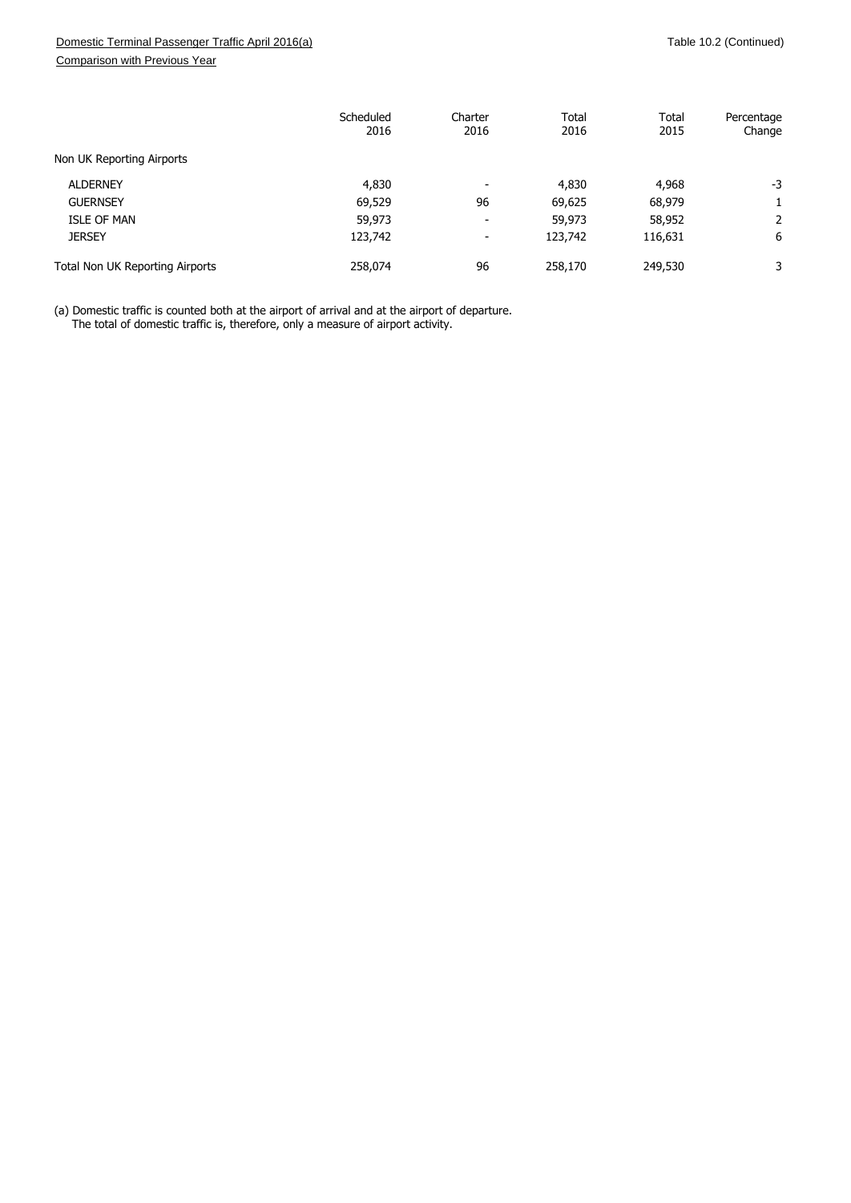Domestic Terminal Passenger Traffic April 2016(a)

Comparison with Previous Year

Table 10.2 (Continued)

| | Scheduled 2016 | Charter 2016 | Total 2016 | Total 2015 | Percentage Change |
|---|---|---|---|---|---|
| Non UK Reporting Airports | | | | | |
| ALDERNEY | 4,830 | - | 4,830 | 4,968 | -3 |
| GUERNSEY | 69,529 | 96 | 69,625 | 68,979 | 1 |
| ISLE OF MAN | 59,973 | - | 59,973 | 58,952 | 2 |
| JERSEY | 123,742 | - | 123,742 | 116,631 | 6 |
| Total Non UK Reporting Airports | 258,074 | 96 | 258,170 | 249,530 | 3 |

(a) Domestic traffic is counted both at the airport of arrival and at the airport of departure.
The total of domestic traffic is, therefore, only a measure of airport activity.